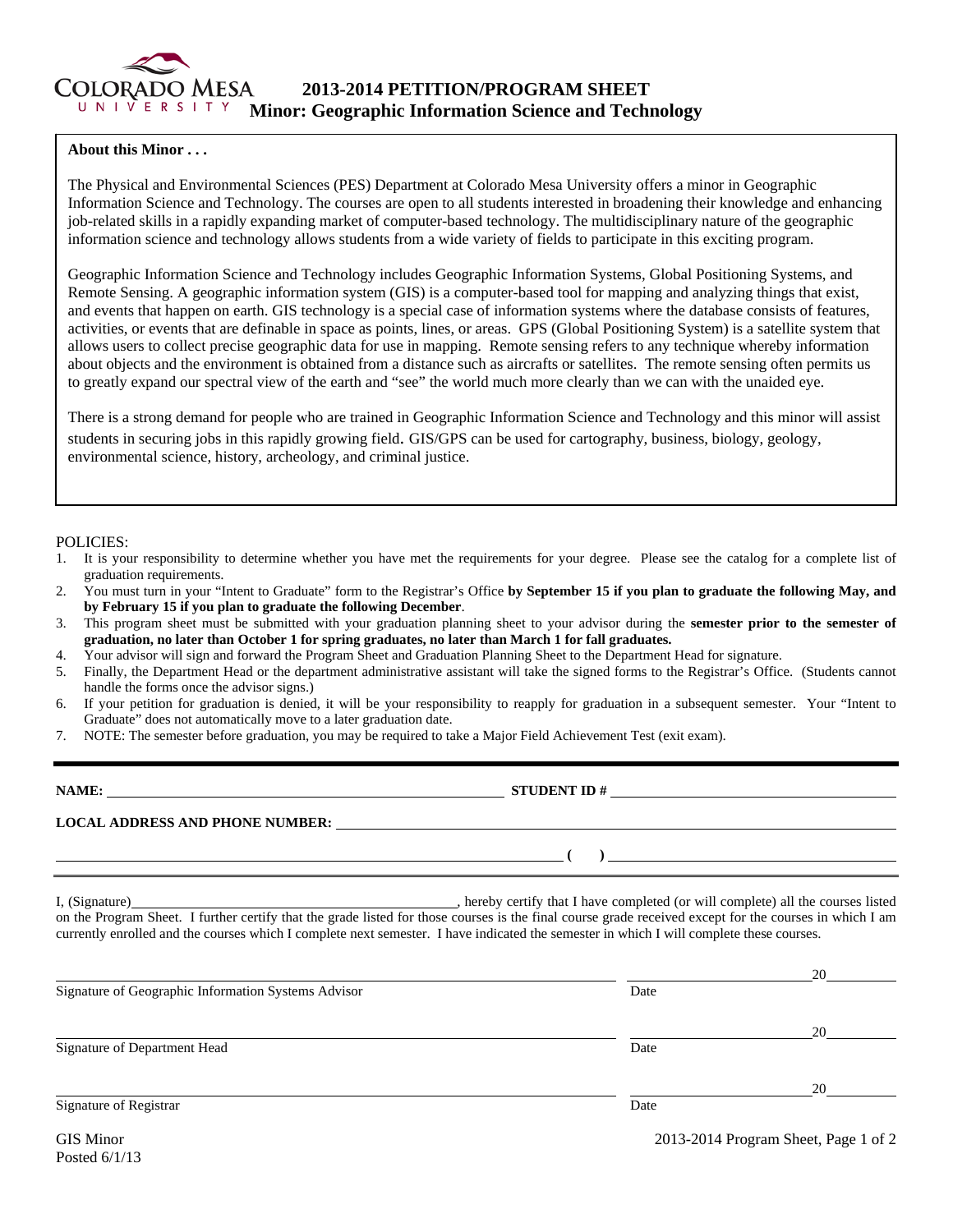# 2013-2014 PETITION/PROGRAM SHEET

## Minor: Geographic Information Science and Technology

**About this Minor . . .**

The Physical and Environmental Sciences (PES) Department at Colorado Mesa University offers a minor in Geographic Information Science and Technology. The courses are open to all students interested in broadening their knowledge and enhancing job-related skills in a rapidly expanding market of computer-based technology. The multidisciplinary nature of the geographic information science and technology allows students from a wide variety of fields to participate in this exciting program.

Geographic Information Science and Technology includes Geographic Information Systems, Global Positioning Systems, and Remote Sensing. A geographic information system (GIS) is a computer-based tool for mapping and analyzing things that exist, and events that happen on earth. GIS technology is a special case of information systems where the database consists of features, activities, or events that are definable in space as points, lines, or areas. GPS (Global Positioning System) is a satellite system that allows users to collect precise geographic data for use in mapping. Remote sensing refers to any technique whereby information about objects and the environment is obtained from a distance such as aircrafts or satellites. The remote sensing often permits us to greatly expand our spectral view of the earth and "see" the world much more clearly than we can with the unaided eye.

There is a strong demand for people who are trained in Geographic Information Science and Technology and this minor will assist students in securing jobs in this rapidly growing field. GIS/GPS can be used for cartography, business, biology, geology, environmental science, history, archeology, and criminal justice.

POLICIES:

1. It is your responsibility to determine whether you have met the requirements for your degree. Please see the catalog for a complete list of graduation requirements.
2. You must turn in your "Intent to Graduate" form to the Registrar's Office **by September 15 if you plan to graduate the following May, and by February 15 if you plan to graduate the following December**.
3. This program sheet must be submitted with your graduation planning sheet to your advisor during the **semester prior to the semester of graduation, no later than October 1 for spring graduates, no later than March 1 for fall graduates.**
4. Your advisor will sign and forward the Program Sheet and Graduation Planning Sheet to the Department Head for signature.
5. Finally, the Department Head or the department administrative assistant will take the signed forms to the Registrar's Office. (Students cannot handle the forms once the advisor signs.)
6. If your petition for graduation is denied, it will be your responsibility to reapply for graduation in a subsequent semester. Your "Intent to Graduate" does not automatically move to a later graduation date.
7. NOTE: The semester before graduation, you may be required to take a Major Field Achievement Test (exit exam).

**NAME:** ____________________ **STUDENT ID #** ____________________

**LOCAL ADDRESS AND PHONE NUMBER:** ____________________

____________________ **( )** ____________________

I, (Signature)____________________, hereby certify that I have completed (or will complete) all the courses listed on the Program Sheet. I further certify that the grade listed for those courses is the final course grade received except for the courses in which I am currently enrolled and the courses which I complete next semester. I have indicated the semester in which I will complete these courses.

____________________ ____________________20______
Signature of Geographic Information Systems Advisor — Date

____________________ ____________________20______
Signature of Department Head — Date

____________________ ____________________20______
Signature of Registrar — Date

GIS Minor
Posted 6/1/13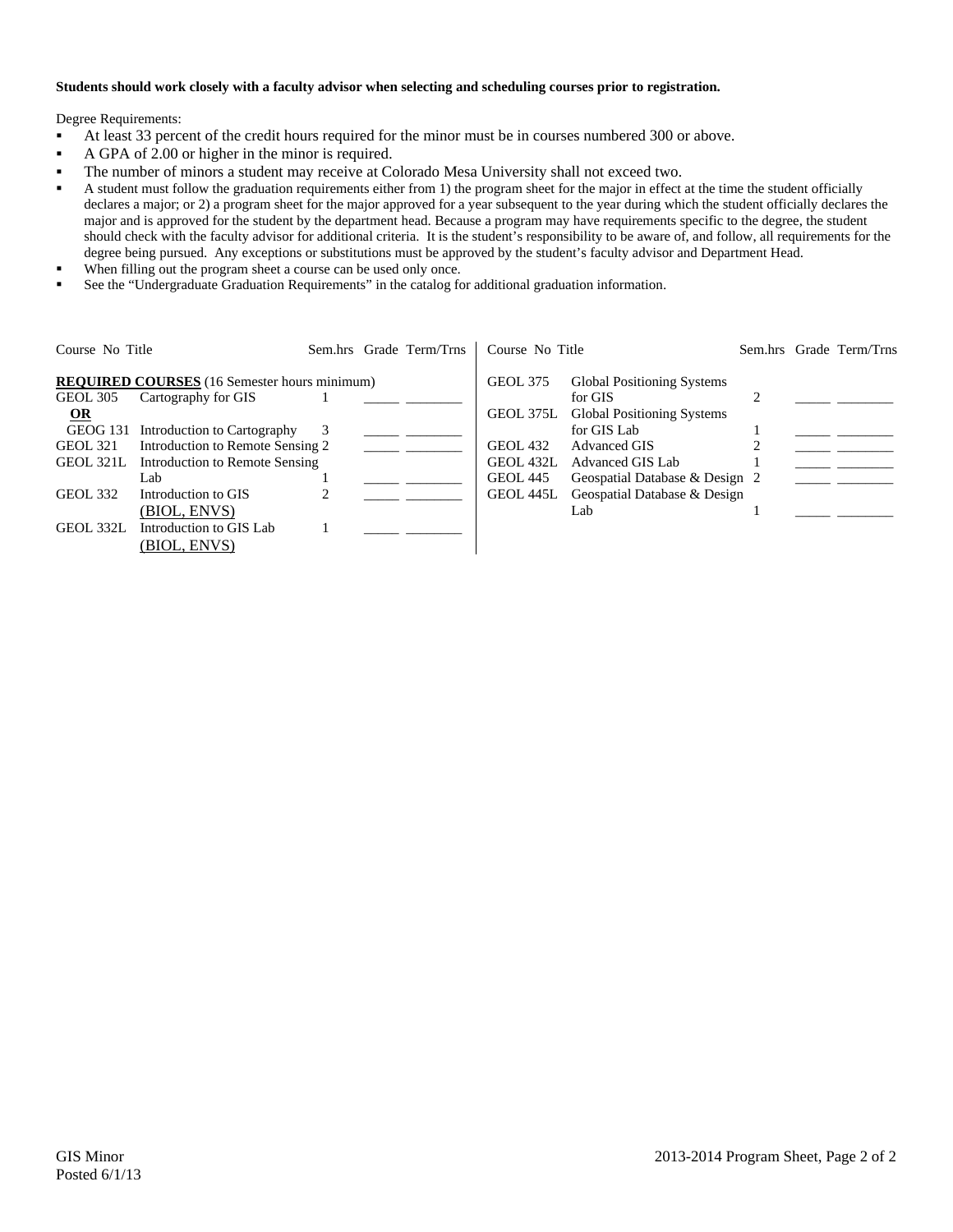**Students should work closely with a faculty advisor when selecting and scheduling courses prior to registration.**

Degree Requirements:

- At least 33 percent of the credit hours required for the minor must be in courses numbered 300 or above.
- A GPA of 2.00 or higher in the minor is required.
- The number of minors a student may receive at Colorado Mesa University shall not exceed two.
- A student must follow the graduation requirements either from 1) the program sheet for the major in effect at the time the student officially declares a major; or 2) a program sheet for the major approved for a year subsequent to the year during which the student officially declares the major and is approved for the student by the department head. Because a program may have requirements specific to the degree, the student should check with the faculty advisor for additional criteria. It is the student's responsibility to be aware of, and follow, all requirements for the degree being pursued. Any exceptions or substitutions must be approved by the student's faculty advisor and Department Head.
- When filling out the program sheet a course can be used only once.
- See the "Undergraduate Graduation Requirements" in the catalog for additional graduation information.

| Course No | Title | Sem.hrs | Grade | Term/Trns |
|---|---|---|---|---|
| **REQUIRED COURSES** (16 Semester hours minimum) | | | | |
| GEOL 305 | Cartography for GIS | 1 | _____ | ________ |
| **OR** | | | | |
| GEOG 131 | Introduction to Cartography | 3 | _____ | ________ |
| GEOL 321 | Introduction to Remote Sensing | 2 | _____ | ________ |
| GEOL 321L | Introduction to Remote Sensing Lab | 1 | _____ | ________ |
| GEOL 332 | Introduction to GIS (BIOL, ENVS) | 2 | _____ | ________ |
| GEOL 332L | Introduction to GIS Lab (BIOL, ENVS) | 1 | _____ | ________ |
| GEOL 375 | Global Positioning Systems for GIS | 2 | _____ | ________ |
| GEOL 375L | Global Positioning Systems for GIS Lab | 1 | _____ | ________ |
| GEOL 432 | Advanced GIS | 2 | _____ | ________ |
| GEOL 432L | Advanced GIS Lab | 1 | _____ | ________ |
| GEOL 445 | Geospatial Database & Design | 2 | _____ | ________ |
| GEOL 445L | Geospatial Database & Design Lab | 1 | _____ | ________ |

GIS Minor
Posted 6/1/13